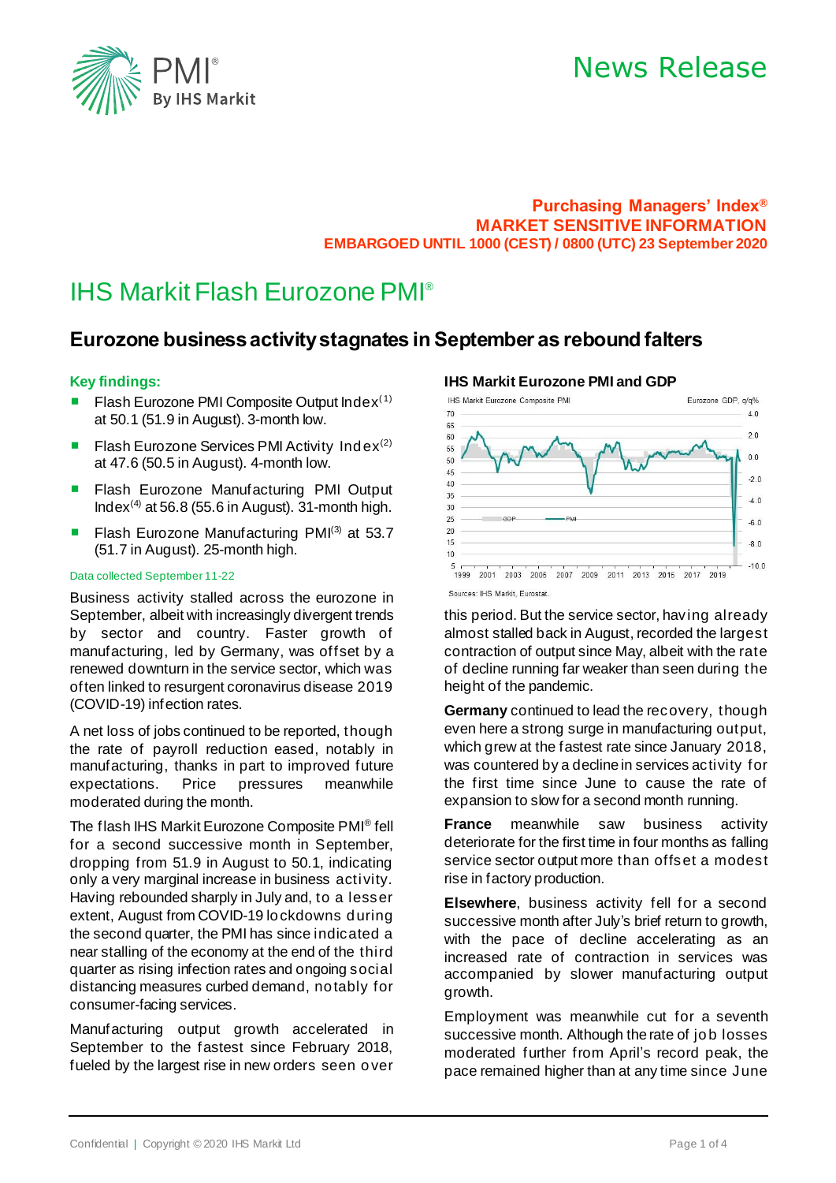News Release

**Purchasing Managers' Index®**
**MARKET SENSITIVE INFORMATION**
**EMBARGOED UNTIL 1000 (CEST) / 0800 (UTC) 23 September 2020**

# IHS Markit Flash Eurozone PMI®

## Eurozone business activity stagnates in September as rebound falters

### Key findings:

- Flash Eurozone PMI Composite Output Index(1) at 50.1 (51.9 in August). 3-month low.
- Flash Eurozone Services PMI Activity Index(2) at 47.6 (50.5 in August). 4-month low.
- Flash Eurozone Manufacturing PMI Output Index(4) at 56.8 (55.6 in August). 31-month high.
- Flash Eurozone Manufacturing PMI(3) at 53.7 (51.7 in August). 25-month high.

Data collected September 11-22

Business activity stalled across the eurozone in September, albeit with increasingly divergent trends by sector and country. Faster growth of manufacturing, led by Germany, was offset by a renewed downturn in the service sector, which was often linked to resurgent coronavirus disease 2019 (COVID-19) infection rates.

A net loss of jobs continued to be reported, though the rate of payroll reduction eased, notably in manufacturing, thanks in part to improved future expectations. Price pressures meanwhile moderated during the month.

The flash IHS Markit Eurozone Composite PMI® fell for a second successive month in September, dropping from 51.9 in August to 50.1, indicating only a very marginal increase in business activity. Having rebounded sharply in July and, to a lesser extent, August from COVID-19 lockdowns during the second quarter, the PMI has since indicated a near stalling of the economy at the end of the third quarter as rising infection rates and ongoing social distancing measures curbed demand, notably for consumer-facing services.

Manufacturing output growth accelerated in September to the fastest since February 2018, fueled by the largest rise in new orders seen over this period. But the service sector, having already almost stalled back in August, recorded the largest contraction of output since May, albeit with the rate of decline running far weaker than seen during the height of the pandemic.

**IHS Markit Eurozone PMI and GDP**

Sources: IHS Markit, Eurostat.

**Germany** continued to lead the recovery, though even here a strong surge in manufacturing output, which grew at the fastest rate since January 2018, was countered by a decline in services activity for the first time since June to cause the rate of expansion to slow for a second month running.

**France** meanwhile saw business activity deteriorate for the first time in four months as falling service sector output more than offset a modest rise in factory production.

**Elsewhere**, business activity fell for a second successive month after July's brief return to growth, with the pace of decline accelerating as an increased rate of contraction in services was accompanied by slower manufacturing output growth.

Employment was meanwhile cut for a seventh successive month. Although the rate of job losses moderated further from April's record peak, the pace remained higher than at any time since June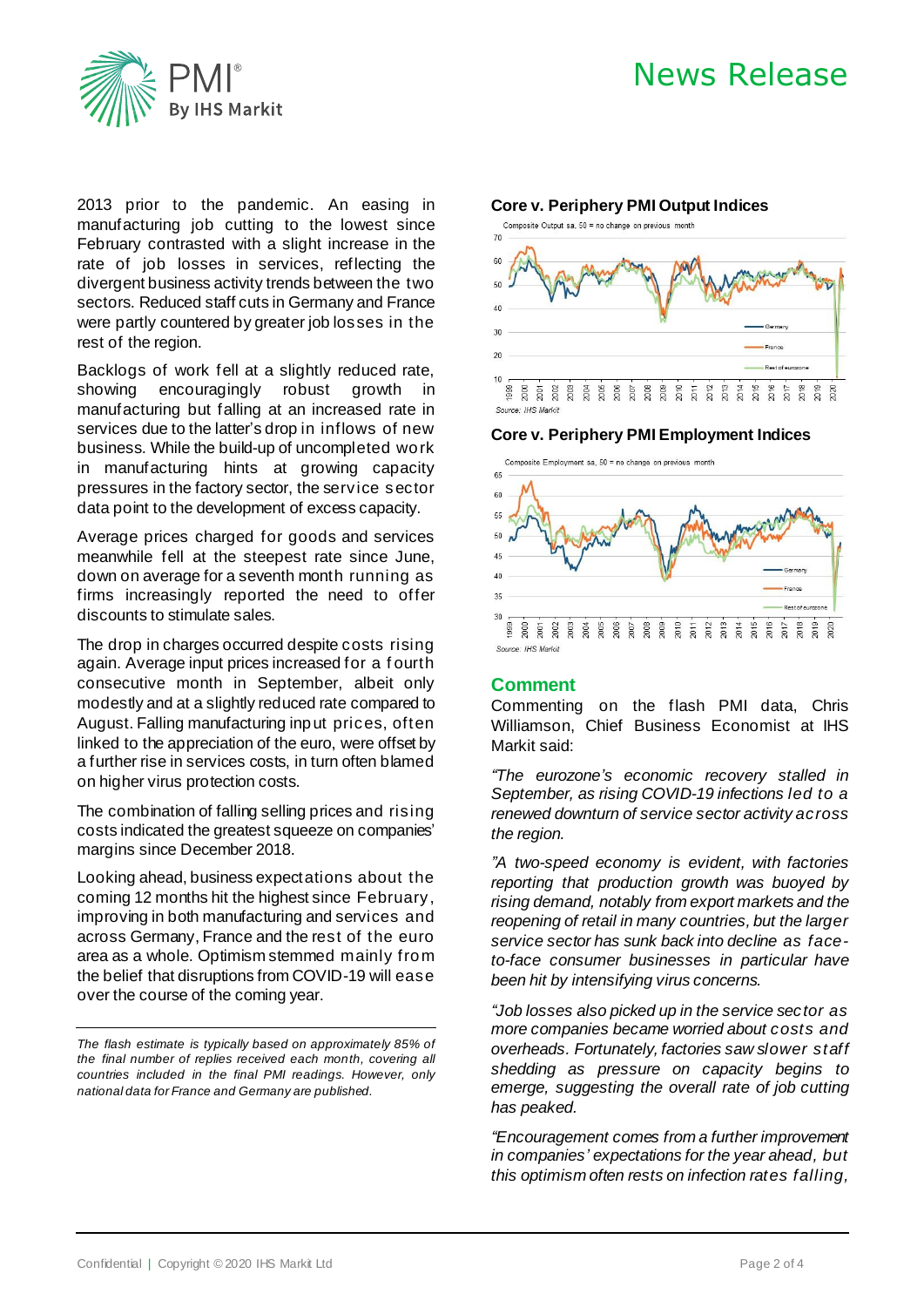2013 prior to the pandemic. An easing in manufacturing job cutting to the lowest since February contrasted with a slight increase in the rate of job losses in services, reflecting the divergent business activity trends between the two sectors. Reduced staff cuts in Germany and France were partly countered by greater job losses in the rest of the region.

Backlogs of work fell at a slightly reduced rate, showing encouragingly robust growth in manufacturing but falling at an increased rate in services due to the latter's drop in inflows of new business. While the build-up of uncompleted work in manufacturing hints at growing capacity pressures in the factory sector, the service sector data point to the development of excess capacity.

Average prices charged for goods and services meanwhile fell at the steepest rate since June, down on average for a seventh month running as firms increasingly reported the need to offer discounts to stimulate sales.

The drop in charges occurred despite costs rising again. Average input prices increased for a fourth consecutive month in September, albeit only modestly and at a slightly reduced rate compared to August. Falling manufacturing input prices, often linked to the appreciation of the euro, were offset by a further rise in services costs, in turn often blamed on higher virus protection costs.

The combination of falling selling prices and rising costs indicated the greatest squeeze on companies' margins since December 2018.

Looking ahead, business expectations about the coming 12 months hit the highest since February, improving in both manufacturing and services and across Germany, France and the rest of the euro area as a whole. Optimism stemmed mainly from the belief that disruptions from COVID-19 will ease over the course of the coming year.

*The flash estimate is typically based on approximately 85% of the final number of replies received each month, covering all countries included in the final PMI readings. However, only national data for France and Germany are published.*

**Core v. Periphery PMI Output Indices**

Composite Output sa, 50 = no change on previous month

Source: IHS Markit

**Core v. Periphery PMI Employment Indices**

Composite Employment sa, 50 = no change on previous month

Source: IHS Markit

## Comment

Commenting on the flash PMI data, Chris Williamson, Chief Business Economist at IHS Markit said:

*"The eurozone's economic recovery stalled in September, as rising COVID-19 infections led to a renewed downturn of service sector activity across the region.*

*"A two-speed economy is evident, with factories reporting that production growth was buoyed by rising demand, notably from export markets and the reopening of retail in many countries, but the larger service sector has sunk back into decline as face-to-face consumer businesses in particular have been hit by intensifying virus concerns.*

*"Job losses also picked up in the service sector as more companies became worried about costs and overheads. Fortunately, factories saw slower staff shedding as pressure on capacity begins to emerge, suggesting the overall rate of job cutting has peaked.*

*"Encouragement comes from a further improvement in companies' expectations for the year ahead, but this optimism often rests on infection rates falling,*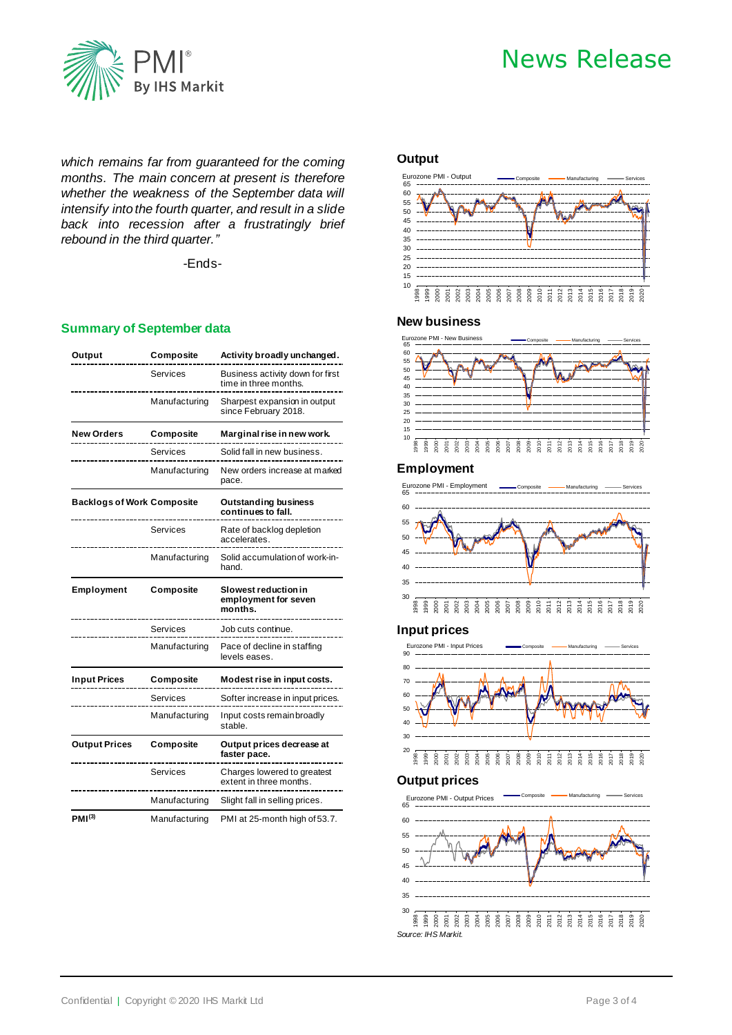*which remains far from guaranteed for the coming months. The main concern at present is therefore whether the weakness of the September data will intensify into the fourth quarter, and result in a slide back into recession after a frustratingly brief rebound in the third quarter."*

-Ends-

## Summary of September data

| | | |
|---|---|---|
| **Output** | **Composite** | **Activity broadly unchanged.** |
| | Services | Business activity down for first time in three months. |
| | Manufacturing | Sharpest expansion in output since February 2018. |
| **New Orders** | **Composite** | **Marginal rise in new work.** |
| | Services | Solid fall in new business. |
| | Manufacturing | New orders increase at marked pace. |
| **Backlogs of Work** | **Composite** | **Outstanding business continues to fall.** |
| | Services | Rate of backlog depletion accelerates. |
| | Manufacturing | Solid accumulation of work-in-hand. |
| **Employment** | **Composite** | **Slowest reduction in employment for seven months.** |
| | Services | Job cuts continue. |
| | Manufacturing | Pace of decline in staffing levels eases. |
| **Input Prices** | **Composite** | **Modest rise in input costs.** |
| | Services | Softer increase in input prices. |
| | Manufacturing | Input costs remain broadly stable. |
| **Output Prices** | **Composite** | **Output prices decrease at faster pace.** |
| | Services | Charges lowered to greatest extent in three months. |
| | Manufacturing | Slight fall in selling prices. |
| **PMI[3]** | Manufacturing | PMI at 25-month high of 53.7. |

### Output

Eurozone PMI - Output (Composite, Manufacturing, Services)

### New business

Eurozone PMI - New Business (Composite, Manufacturing, Services)

### Employment

Eurozone PMI - Employment (Composite, Manufacturing, Services)

### Input prices

Eurozone PMI - Input Prices (Composite, Manufacturing, Services)

### Output prices

Eurozone PMI - Output Prices (Composite, Manufacturing, Services)

*Source: IHS Markit.*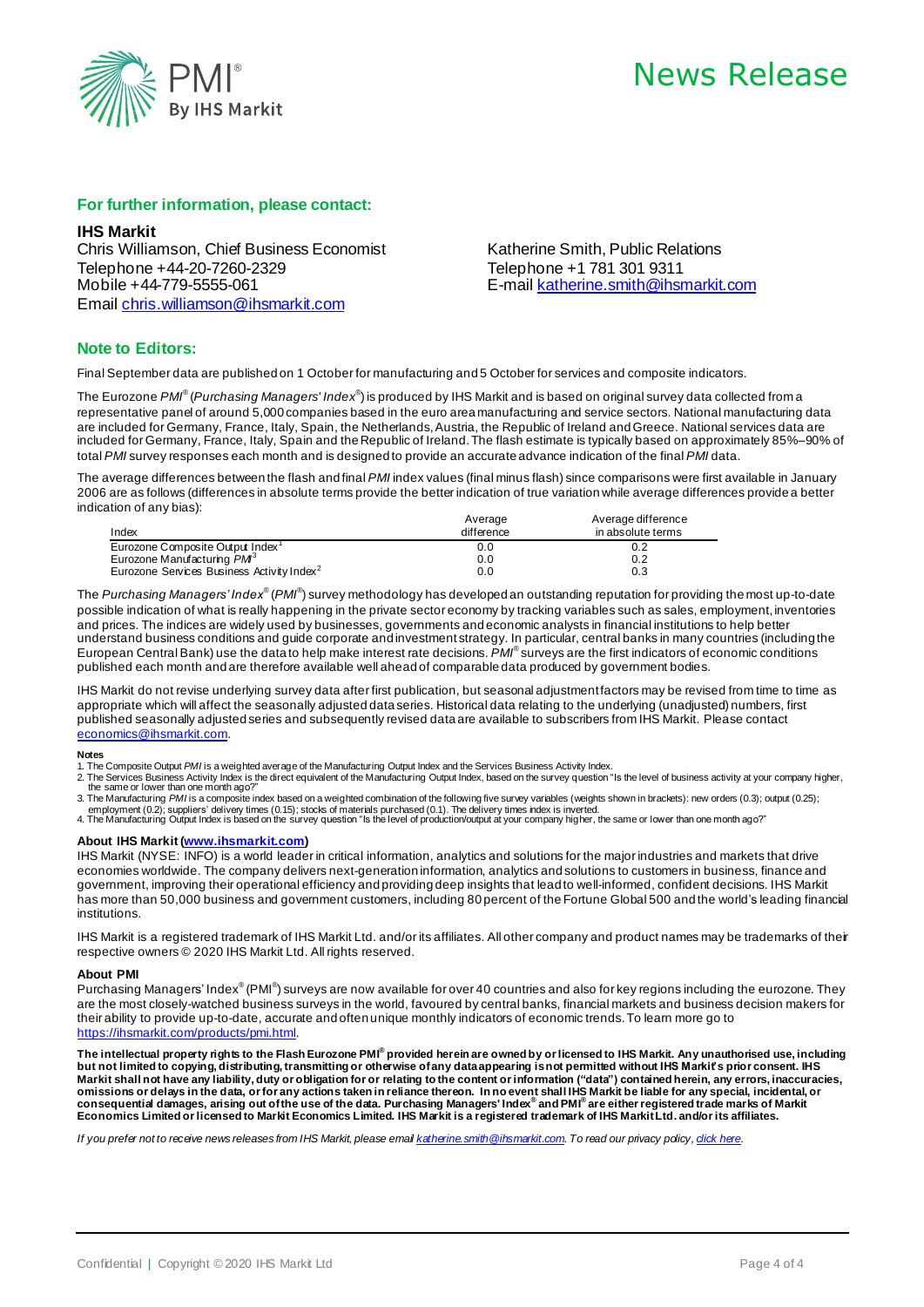News Release

## For further information, please contact:

**IHS Markit**
Chris Williamson, Chief Business Economist
Telephone +44-20-7260-2329
Mobile +44-779-5555-061
Email chris.williamson@ihsmarkit.com

Katherine Smith, Public Relations
Telephone +1 781 301 9311
E-mail katherine.smith@ihsmarkit.com

## Note to Editors:

Final September data are published on 1 October for manufacturing and 5 October for services and composite indicators.

The Eurozone *PMI*® (*Purchasing Managers' Index*®) is produced by IHS Markit and is based on original survey data collected from a representative panel of around 5,000 companies based in the euro area manufacturing and service sectors. National manufacturing data are included for Germany, France, Italy, Spain, the Netherlands, Austria, the Republic of Ireland and Greece. National services data are included for Germany, France, Italy, Spain and the Republic of Ireland. The flash estimate is typically based on approximately 85%–90% of total *PMI* survey responses each month and is designed to provide an accurate advance indication of the final *PMI* data.

The average differences between the flash and final *PMI* index values (final minus flash) since comparisons were first available in January 2006 are as follows (differences in absolute terms provide the better indication of true variation while average differences provide a better indication of any bias):

| Index | Average difference | Average difference in absolute terms |
|---|---|---|
| Eurozone Composite Output Index[1] | 0.0 | 0.2 |
| Eurozone Manufacturing *PMI*[3] | 0.0 | 0.2 |
| Eurozone Services Business Activity Index[2] | 0.0 | 0.3 |

The *Purchasing Managers' Index*® (*PMI*®) survey methodology has developed an outstanding reputation for providing the most up-to-date possible indication of what is really happening in the private sector economy by tracking variables such as sales, employment, inventories and prices. The indices are widely used by businesses, governments and economic analysts in financial institutions to help better understand business conditions and guide corporate and investment strategy. In particular, central banks in many countries (including the European Central Bank) use the data to help make interest rate decisions. *PMI*® surveys are the first indicators of economic conditions published each month and are therefore available well ahead of comparable data produced by government bodies.

IHS Markit do not revise underlying survey data after first publication, but seasonal adjustment factors may be revised from time to time as appropriate which will affect the seasonally adjusted data series. Historical data relating to the underlying (unadjusted) numbers, first published seasonally adjusted series and subsequently revised data are available to subscribers from IHS Markit. Please contact economics@ihsmarkit.com.

**Notes**

1. The Composite Output *PMI* is a weighted average of the Manufacturing Output Index and the Services Business Activity Index.
2. The Services Business Activity Index is the direct equivalent of the Manufacturing Output Index, based on the survey question "Is the level of business activity at your company higher, the same or lower than one month ago?"
3. The Manufacturing *PMI* is a composite index based on a weighted combination of the following five survey variables (weights shown in brackets): new orders (0.3); output (0.25); employment (0.2); suppliers' delivery times (0.15); stocks of materials purchased (0.1). The delivery times index is inverted.
4. The Manufacturing Output Index is based on the survey question "Is the level of production/output at your company higher, the same or lower than one month ago?"

### About IHS Markit (www.ihsmarkit.com)

IHS Markit (NYSE: INFO) is a world leader in critical information, analytics and solutions for the major industries and markets that drive economies worldwide. The company delivers next-generation information, analytics and solutions to customers in business, finance and government, improving their operational efficiency and providing deep insights that lead to well-informed, confident decisions. IHS Markit has more than 50,000 business and government customers, including 80 percent of the Fortune Global 500 and the world's leading financial institutions.

IHS Markit is a registered trademark of IHS Markit Ltd. and/or its affiliates. All other company and product names may be trademarks of their respective owners © 2020 IHS Markit Ltd. All rights reserved.

### About PMI

Purchasing Managers' Index® (PMI®) surveys are now available for over 40 countries and also for key regions including the eurozone. They are the most closely-watched business surveys in the world, favoured by central banks, financial markets and business decision makers for their ability to provide up-to-date, accurate and often unique monthly indicators of economic trends. To learn more go to https://ihsmarkit.com/products/pmi.html.

**The intellectual property rights to the Flash Eurozone PMI® provided herein are owned by or licensed to IHS Markit. Any unauthorised use, including but not limited to copying, distributing, transmitting or otherwise of any data appearing is not permitted without IHS Markit's prior consent. IHS Markit shall not have any liability, duty or obligation for or relating to the content or information ("data") contained herein, any errors, inaccuracies, omissions or delays in the data, or for any actions taken in reliance thereon. In no event shall IHS Markit be liable for any special, incidental, or consequential damages, arising out of the use of the data. Purchasing Managers' Index® and PMI® are either registered trade marks of Markit Economics Limited or licensed to Markit Economics Limited. IHS Markit is a registered trademark of IHS Markit Ltd. and/or its affiliates.**

*If you prefer not to receive news releases from IHS Markit, please email katherine.smith@ihsmarkit.com. To read our privacy policy, click here.*